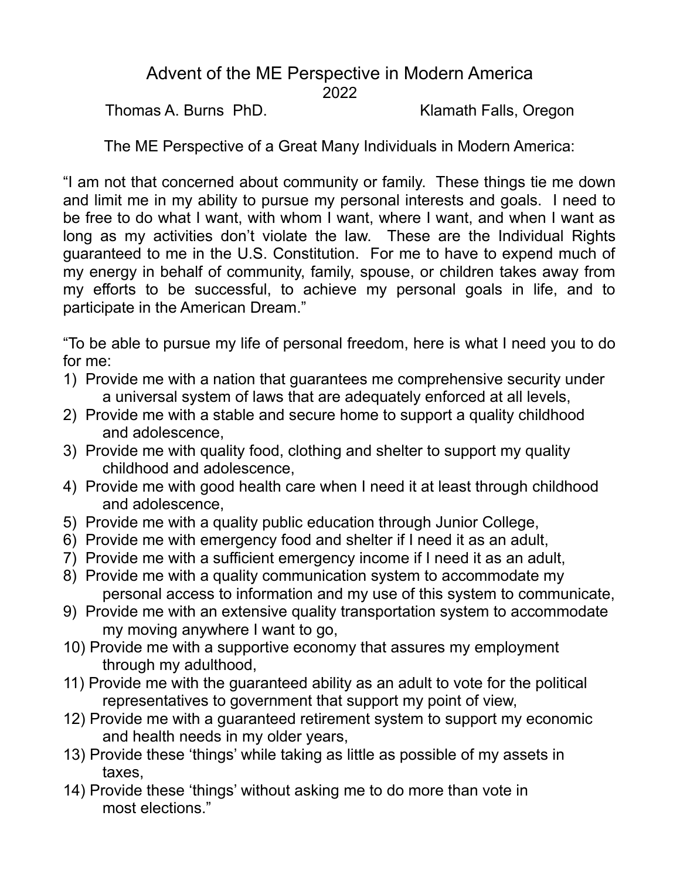# Advent of the ME Perspective in Modern America

2022

Thomas A. Burns PhD. Klamath Falls, Oregon

The ME Perspective of a Great Many Individuals in Modern America:

“I am not that concerned about community or family. These things tie me down and limit me in my ability to pursue my personal interests and goals. I need to be free to do what I want, with whom I want, where I want, and when I want as long as my activities don’t violate the law. These are the Individual Rights guaranteed to me in the U.S. Constitution. For me to have to expend much of my energy in behalf of community, family, spouse, or children takes away from my efforts to be successful, to achieve my personal goals in life, and to participate in the American Dream.”

“To be able to pursue my life of personal freedom, here is what I need you to do for me:

1) Provide me with a nation that guarantees me comprehensive security under a universal system of laws that are adequately enforced at all levels,
2) Provide me with a stable and secure home to support a quality childhood and adolescence,
3) Provide me with quality food, clothing and shelter to support my quality childhood and adolescence,
4) Provide me with good health care when I need it at least through childhood and adolescence,
5) Provide me with a quality public education through Junior College,
6) Provide me with emergency food and shelter if I need it as an adult,
7) Provide me with a sufficient emergency income if I need it as an adult,
8) Provide me with a quality communication system to accommodate my personal access to information and my use of this system to communicate,
9) Provide me with an extensive quality transportation system to accommodate my moving anywhere I want to go,
10) Provide me with a supportive economy that assures my employment through my adulthood,
11) Provide me with the guaranteed ability as an adult to vote for the political representatives to government that support my point of view,
12) Provide me with a guaranteed retirement system to support my economic and health needs in my older years,
13) Provide these ‘things’ while taking as little as possible of my assets in taxes,
14) Provide these ‘things’ without asking me to do more than vote in most elections.”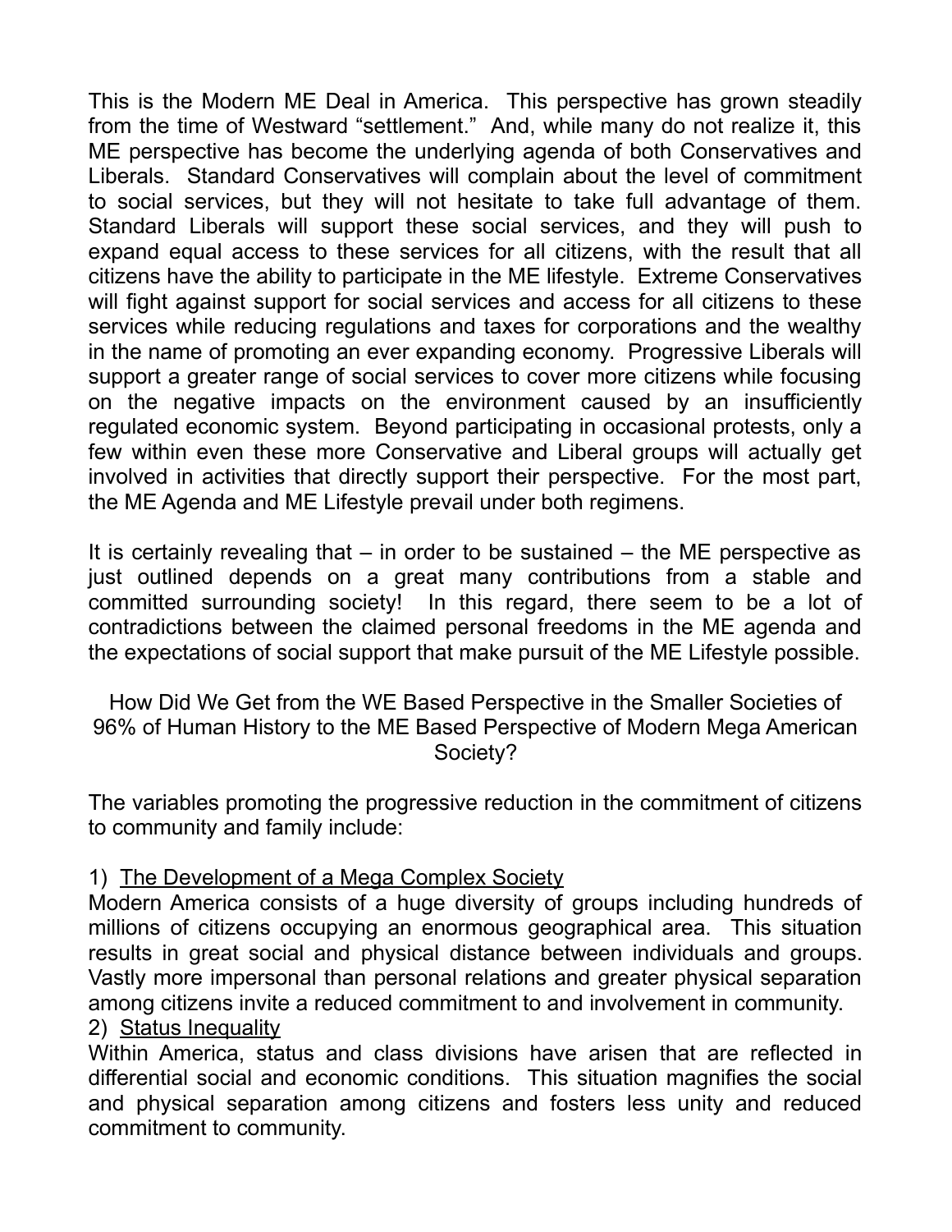This is the Modern ME Deal in America. This perspective has grown steadily from the time of Westward "settlement." And, while many do not realize it, this ME perspective has become the underlying agenda of both Conservatives and Liberals. Standard Conservatives will complain about the level of commitment to social services, but they will not hesitate to take full advantage of them. Standard Liberals will support these social services, and they will push to expand equal access to these services for all citizens, with the result that all citizens have the ability to participate in the ME lifestyle. Extreme Conservatives will fight against support for social services and access for all citizens to these services while reducing regulations and taxes for corporations and the wealthy in the name of promoting an ever expanding economy. Progressive Liberals will support a greater range of social services to cover more citizens while focusing on the negative impacts on the environment caused by an insufficiently regulated economic system. Beyond participating in occasional protests, only a few within even these more Conservative and Liberal groups will actually get involved in activities that directly support their perspective. For the most part, the ME Agenda and ME Lifestyle prevail under both regimens.

It is certainly revealing that – in order to be sustained – the ME perspective as just outlined depends on a great many contributions from a stable and committed surrounding society! In this regard, there seem to be a lot of contradictions between the claimed personal freedoms in the ME agenda and the expectations of social support that make pursuit of the ME Lifestyle possible.

How Did We Get from the WE Based Perspective in the Smaller Societies of 96% of Human History to the ME Based Perspective of Modern Mega American Society?

The variables promoting the progressive reduction in the commitment of citizens to community and family include:

1) The Development of a Mega Complex Society
Modern America consists of a huge diversity of groups including hundreds of millions of citizens occupying an enormous geographical area. This situation results in great social and physical distance between individuals and groups. Vastly more impersonal than personal relations and greater physical separation among citizens invite a reduced commitment to and involvement in community.

2) Status Inequality
Within America, status and class divisions have arisen that are reflected in differential social and economic conditions. This situation magnifies the social and physical separation among citizens and fosters less unity and reduced commitment to community.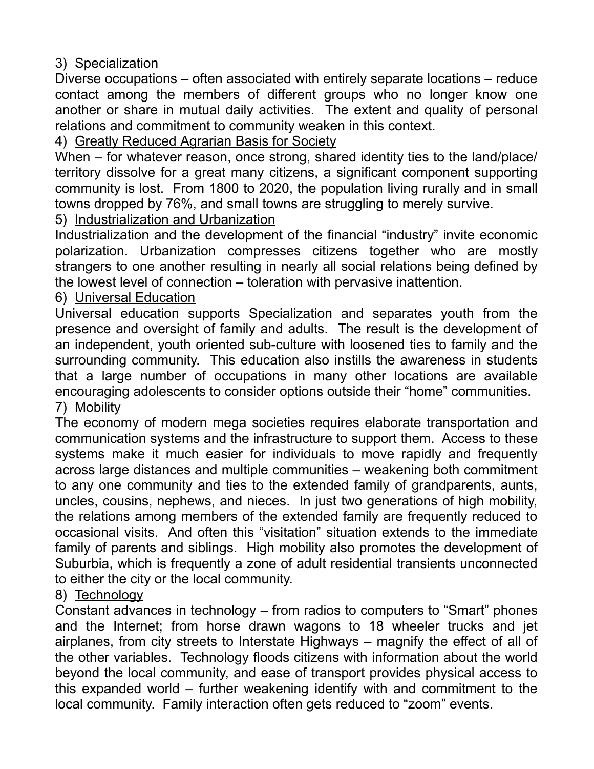3) <u>Specialization</u>

Diverse occupations – often associated with entirely separate locations – reduce contact among the members of different groups who no longer know one another or share in mutual daily activities. The extent and quality of personal relations and commitment to community weaken in this context.

4) <u>Greatly Reduced Agrarian Basis for Society</u>

When – for whatever reason, once strong, shared identity ties to the land/place/territory dissolve for a great many citizens, a significant component supporting community is lost. From 1800 to 2020, the population living rurally and in small towns dropped by 76%, and small towns are struggling to merely survive.

5) <u>Industrialization and Urbanization</u>

Industrialization and the development of the financial "industry" invite economic polarization. Urbanization compresses citizens together who are mostly strangers to one another resulting in nearly all social relations being defined by the lowest level of connection – toleration with pervasive inattention.

6) <u>Universal Education</u>

Universal education supports Specialization and separates youth from the presence and oversight of family and adults. The result is the development of an independent, youth oriented sub-culture with loosened ties to family and the surrounding community. This education also instills the awareness in students that a large number of occupations in many other locations are available encouraging adolescents to consider options outside their "home" communities.

7) <u>Mobility</u>

The economy of modern mega societies requires elaborate transportation and communication systems and the infrastructure to support them. Access to these systems make it much easier for individuals to move rapidly and frequently across large distances and multiple communities – weakening both commitment to any one community and ties to the extended family of grandparents, aunts, uncles, cousins, nephews, and nieces. In just two generations of high mobility, the relations among members of the extended family are frequently reduced to occasional visits. And often this "visitation" situation extends to the immediate family of parents and siblings. High mobility also promotes the development of Suburbia, which is frequently a zone of adult residential transients unconnected to either the city or the local community.

8) <u>Technology</u>

Constant advances in technology – from radios to computers to "Smart" phones and the Internet; from horse drawn wagons to 18 wheeler trucks and jet airplanes, from city streets to Interstate Highways – magnify the effect of all of the other variables. Technology floods citizens with information about the world beyond the local community, and ease of transport provides physical access to this expanded world – further weakening identify with and commitment to the local community. Family interaction often gets reduced to "zoom" events.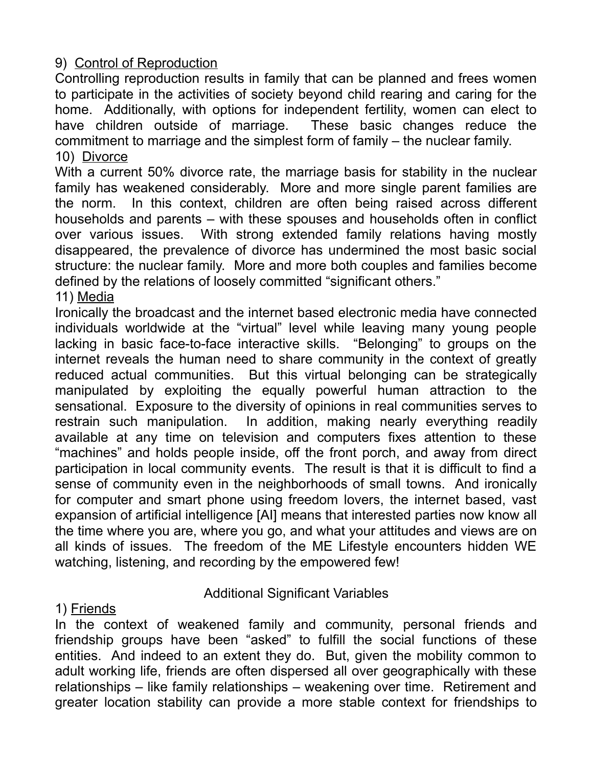9) <u>Control of Reproduction</u>

Controlling reproduction results in family that can be planned and frees women to participate in the activities of society beyond child rearing and caring for the home. Additionally, with options for independent fertility, women can elect to have children outside of marriage. These basic changes reduce the commitment to marriage and the simplest form of family – the nuclear family.

10) <u>Divorce</u>

With a current 50% divorce rate, the marriage basis for stability in the nuclear family has weakened considerably. More and more single parent families are the norm. In this context, children are often being raised across different households and parents – with these spouses and households often in conflict over various issues. With strong extended family relations having mostly disappeared, the prevalence of divorce has undermined the most basic social structure: the nuclear family. More and more both couples and families become defined by the relations of loosely committed "significant others."

11) <u>Media</u>

Ironically the broadcast and the internet based electronic media have connected individuals worldwide at the "virtual" level while leaving many young people lacking in basic face-to-face interactive skills. "Belonging" to groups on the internet reveals the human need to share community in the context of greatly reduced actual communities. But this virtual belonging can be strategically manipulated by exploiting the equally powerful human attraction to the sensational. Exposure to the diversity of opinions in real communities serves to restrain such manipulation. In addition, making nearly everything readily available at any time on television and computers fixes attention to these "machines" and holds people inside, off the front porch, and away from direct participation in local community events. The result is that it is difficult to find a sense of community even in the neighborhoods of small towns. And ironically for computer and smart phone using freedom lovers, the internet based, vast expansion of artificial intelligence [AI] means that interested parties now know all the time where you are, where you go, and what your attitudes and views are on all kinds of issues. The freedom of the ME Lifestyle encounters hidden WE watching, listening, and recording by the empowered few!

## Additional Significant Variables

1) <u>Friends</u>

In the context of weakened family and community, personal friends and friendship groups have been "asked" to fulfill the social functions of these entities. And indeed to an extent they do. But, given the mobility common to adult working life, friends are often dispersed all over geographically with these relationships – like family relationships – weakening over time. Retirement and greater location stability can provide a more stable context for friendships to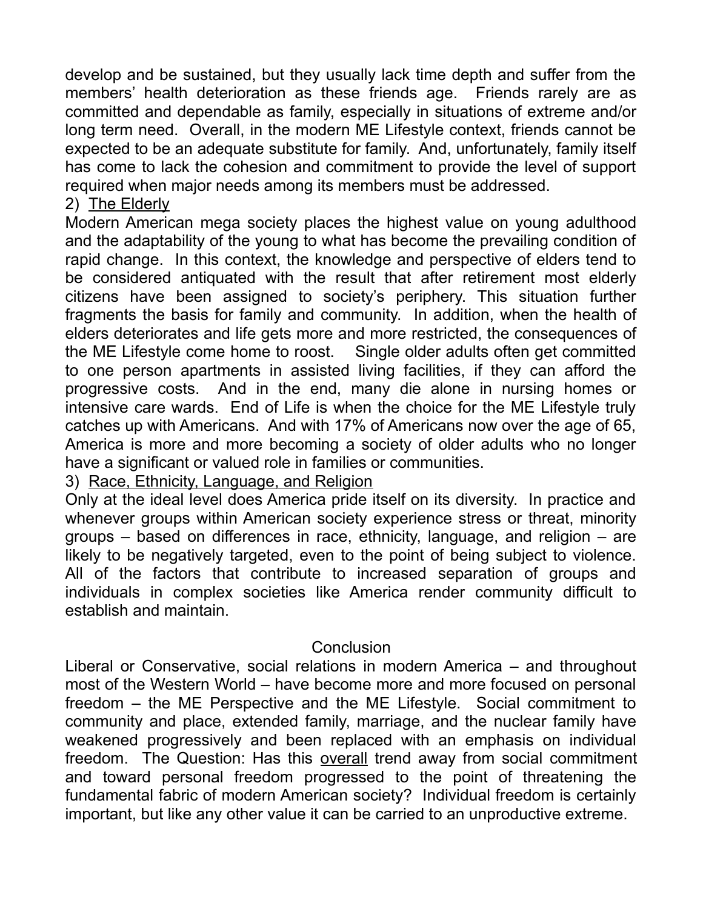develop and be sustained, but they usually lack time depth and suffer from the members' health deterioration as these friends age. Friends rarely are as committed and dependable as family, especially in situations of extreme and/or long term need. Overall, in the modern ME Lifestyle context, friends cannot be expected to be an adequate substitute for family. And, unfortunately, family itself has come to lack the cohesion and commitment to provide the level of support required when major needs among its members must be addressed.

2) <u>The Elderly</u>

Modern American mega society places the highest value on young adulthood and the adaptability of the young to what has become the prevailing condition of rapid change. In this context, the knowledge and perspective of elders tend to be considered antiquated with the result that after retirement most elderly citizens have been assigned to society's periphery. This situation further fragments the basis for family and community. In addition, when the health of elders deteriorates and life gets more and more restricted, the consequences of the ME Lifestyle come home to roost. Single older adults often get committed to one person apartments in assisted living facilities, if they can afford the progressive costs. And in the end, many die alone in nursing homes or intensive care wards. End of Life is when the choice for the ME Lifestyle truly catches up with Americans. And with 17% of Americans now over the age of 65, America is more and more becoming a society of older adults who no longer have a significant or valued role in families or communities.

3) <u>Race, Ethnicity, Language, and Religion</u>

Only at the ideal level does America pride itself on its diversity. In practice and whenever groups within American society experience stress or threat, minority groups – based on differences in race, ethnicity, language, and religion – are likely to be negatively targeted, even to the point of being subject to violence. All of the factors that contribute to increased separation of groups and individuals in complex societies like America render community difficult to establish and maintain.

## Conclusion

Liberal or Conservative, social relations in modern America – and throughout most of the Western World – have become more and more focused on personal freedom – the ME Perspective and the ME Lifestyle. Social commitment to community and place, extended family, marriage, and the nuclear family have weakened progressively and been replaced with an emphasis on individual freedom. The Question: Has this <u>overall</u> trend away from social commitment and toward personal freedom progressed to the point of threatening the fundamental fabric of modern American society? Individual freedom is certainly important, but like any other value it can be carried to an unproductive extreme.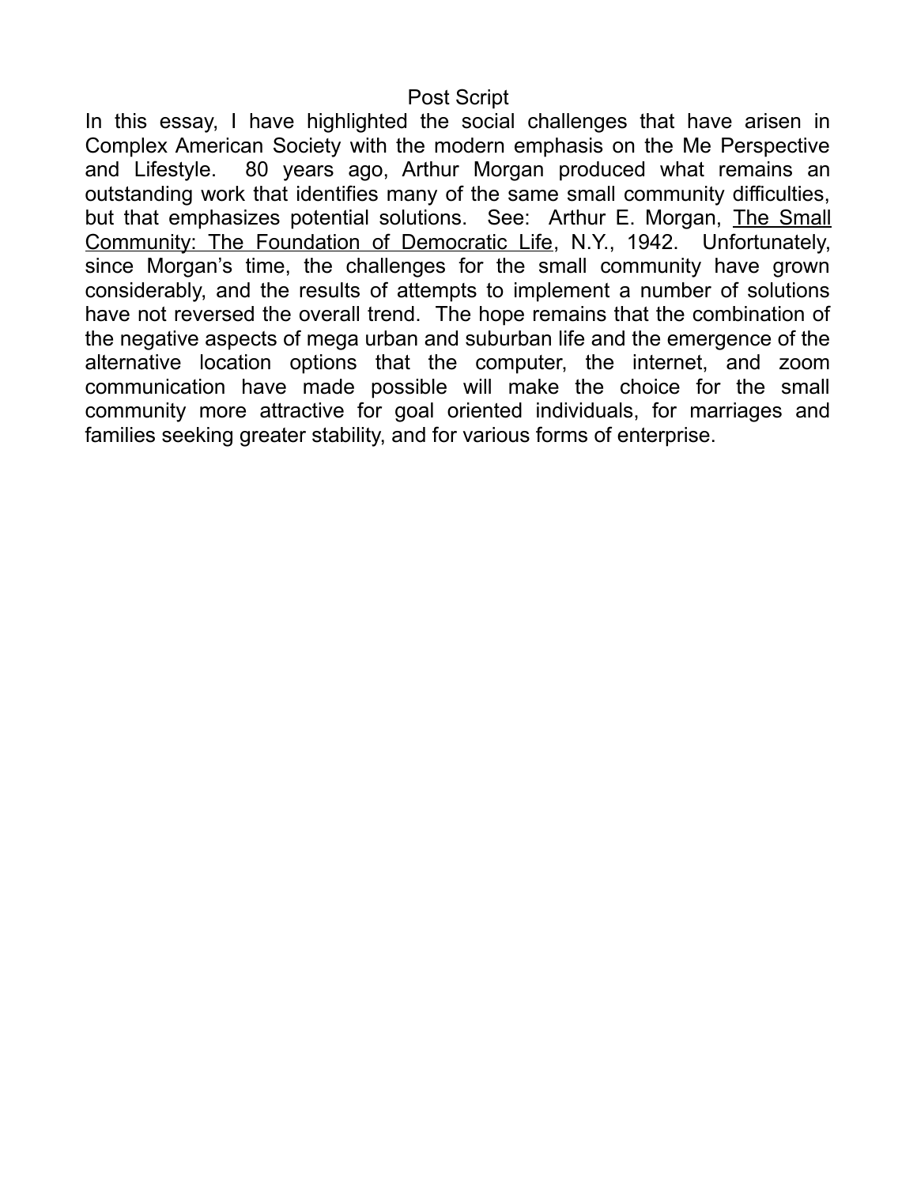## Post Script

In this essay, I have highlighted the social challenges that have arisen in Complex American Society with the modern emphasis on the Me Perspective and Lifestyle. 80 years ago, Arthur Morgan produced what remains an outstanding work that identifies many of the same small community difficulties, but that emphasizes potential solutions. See: Arthur E. Morgan, <u>The Small Community: The Foundation of Democratic Life</u>, N.Y., 1942. Unfortunately, since Morgan's time, the challenges for the small community have grown considerably, and the results of attempts to implement a number of solutions have not reversed the overall trend. The hope remains that the combination of the negative aspects of mega urban and suburban life and the emergence of the alternative location options that the computer, the internet, and zoom communication have made possible will make the choice for the small community more attractive for goal oriented individuals, for marriages and families seeking greater stability, and for various forms of enterprise.